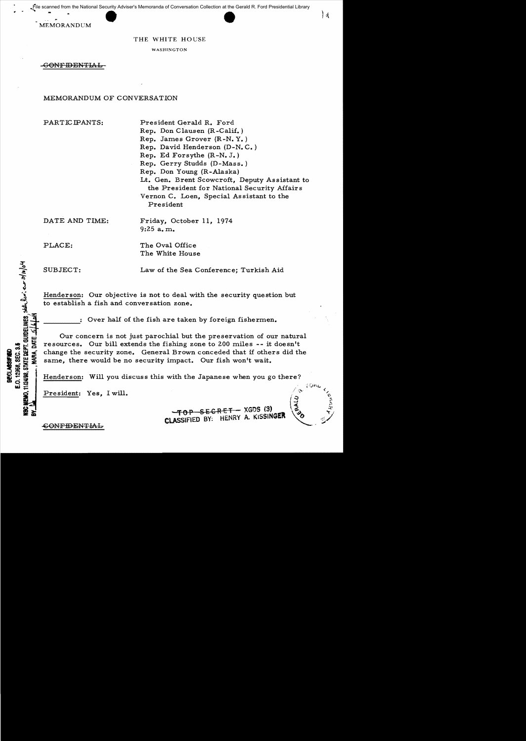File scanned from the National Security Adviser's Memoranda of Conversation Collection at the Gerald R. Ford Presidential Library

MEMORANDUM

THE WHITE HOUSE

WASHINGTON

~~CONFIDENTIAL~~

MEMORANDUM OF CONVERSATION

PARTICIPANTS: President Gerald R. Ford
Rep. Don Clausen (R-Calif.)
Rep. James Grover (R-N.Y.)
Rep. David Henderson (D-N.C.)
Rep. Ed Forsythe (R-N.J.)
Rep. Gerry Studds (D-Mass.)
Rep. Don Young (R-Alaska)
Lt. Gen. Brent Scowcroft, Deputy Assistant to the President for National Security Affairs
Vernon C. Loen, Special Assistant to the President

DATE AND TIME: Friday, October 11, 1974
9:25 a.m.

PLACE: The Oval Office
The White House

SUBJECT: Law of the Sea Conference; Turkish Aid

Henderson: Our objective is not to deal with the security question but to establish a fish and conversation zone.

\_\_\_\_\_\_\_\_: Over half of the fish are taken by foreign fishermen.

Our concern is not just parochial but the preservation of our natural resources. Our bill extends the fishing zone to 200 miles -- it doesn't change the security zone. General Brown conceded that if others did the same, there would be no security impact. Our fish won't wait.

Henderson: Will you discuss this with the Japanese when you go there?

President: Yes, I will.

~~TOP SECRET~~ -- XGDS (3)
CLASSIFIED BY: HENRY A. KISSINGER

~~CONFIDENTIAL~~

DECLASSIFIED
E.O. 12958, SEC. 3.5
NSC MEMO, 11/24/98, STATE DEPT. GUIDELINES
BY \_\_\_\_, NARA, DATE \_\_\_\_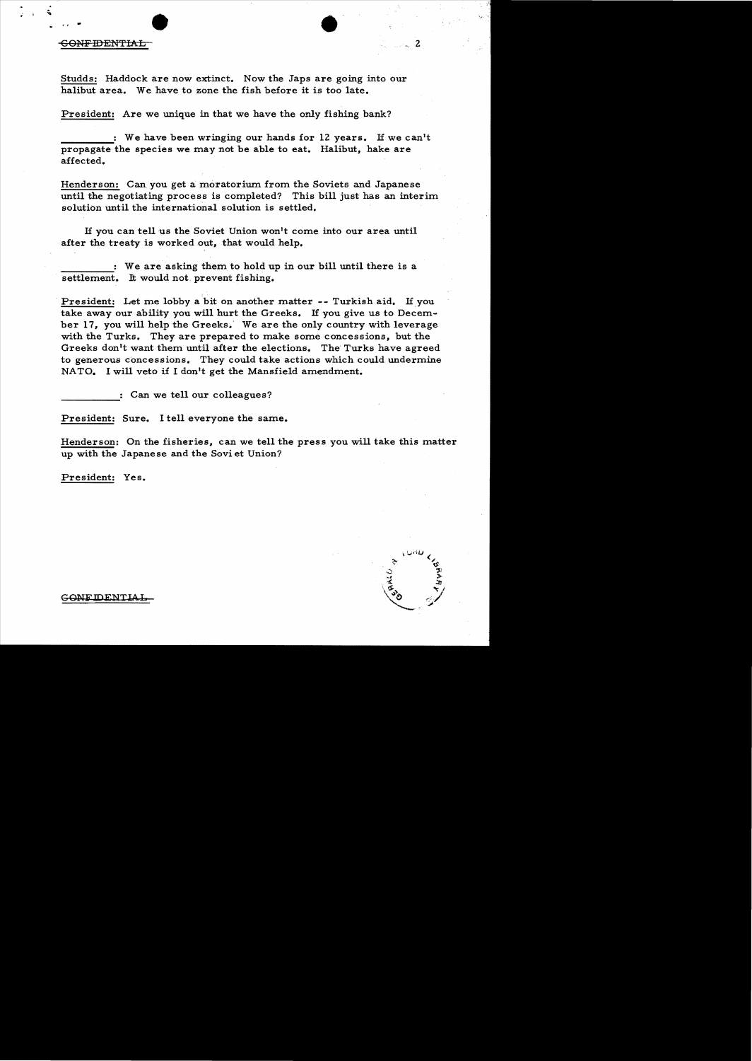Studds: Haddock are now extinct. Now the Japs are going into our halibut area. We have to zone the fish before it is too late.

President: Are we unique in that we have the only fishing bank?

__________: We have been wringing our hands for 12 years. If we can't propagate the species we may not be able to eat. Halibut, hake are affected.

Henderson: Can you get a moratorium from the Soviets and Japanese until the negotiating process is completed? This bill just has an interim solution until the international solution is settled.

If you can tell us the Soviet Union won't come into our area until after the treaty is worked out, that would help.

__________: We are asking them to hold up in our bill until there is a settlement. It would not prevent fishing.

President: Let me lobby a bit on another matter -- Turkish aid. If you take away our ability you will hurt the Greeks. If you give us to December 17, you will help the Greeks. We are the only country with leverage with the Turks. They are prepared to make some concessions, but the Greeks don't want them until after the elections. The Turks have agreed to generous concessions. They could take actions which could undermine NATO. I will veto if I don't get the Mansfield amendment.

__________: Can we tell our colleagues?

President: Sure. I tell everyone the same.

Henderson: On the fisheries, can we tell the press you will take this matter up with the Japanese and the Soviet Union?

President: Yes.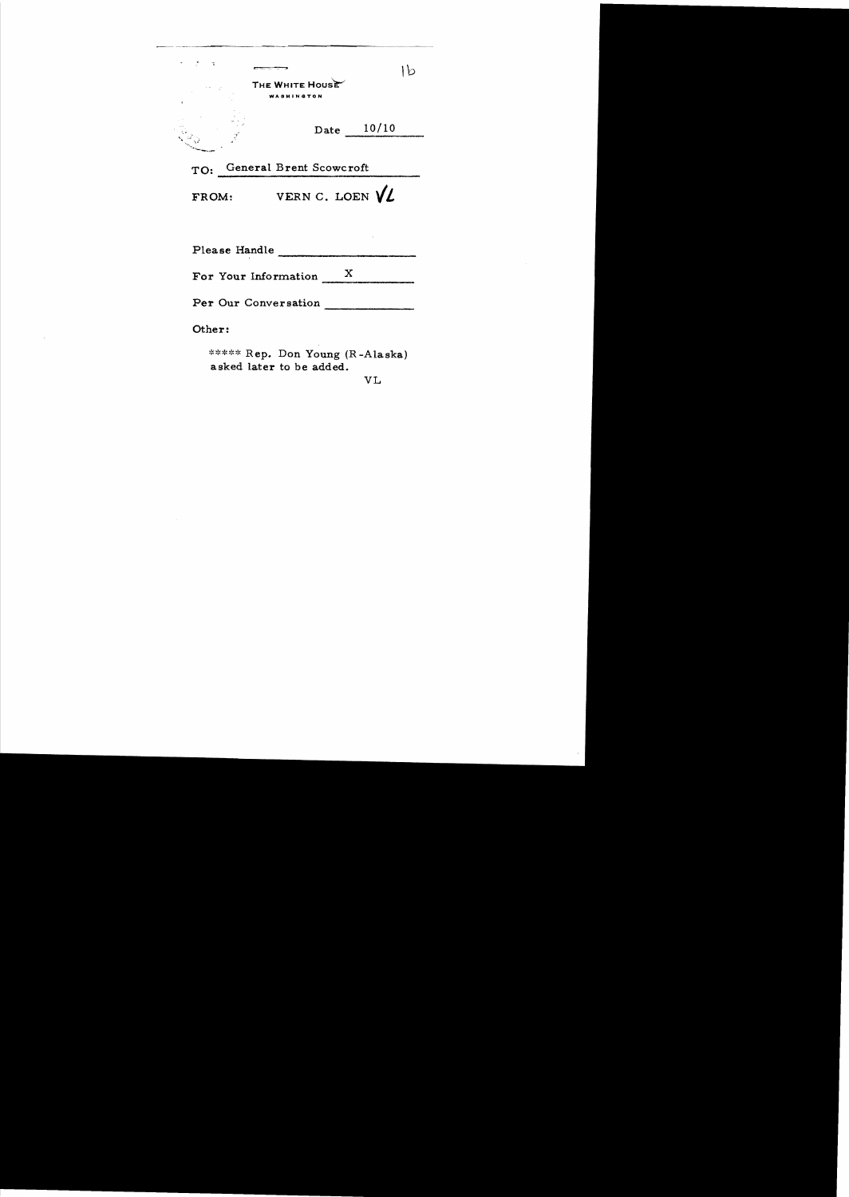THE WHITE HOUSE
WASHINGTON

1b

Date 10/10

TO: General Brent Scowcroft

FROM: VERN C. LOEN VL

Please Handle \_\_\_\_\_\_\_\_\_\_

For Your Information X

Per Our Conversation \_\_\_\_\_\_\_\_\_\_

Other:

***** Rep. Don Young (R-Alaska) asked later to be added.

VL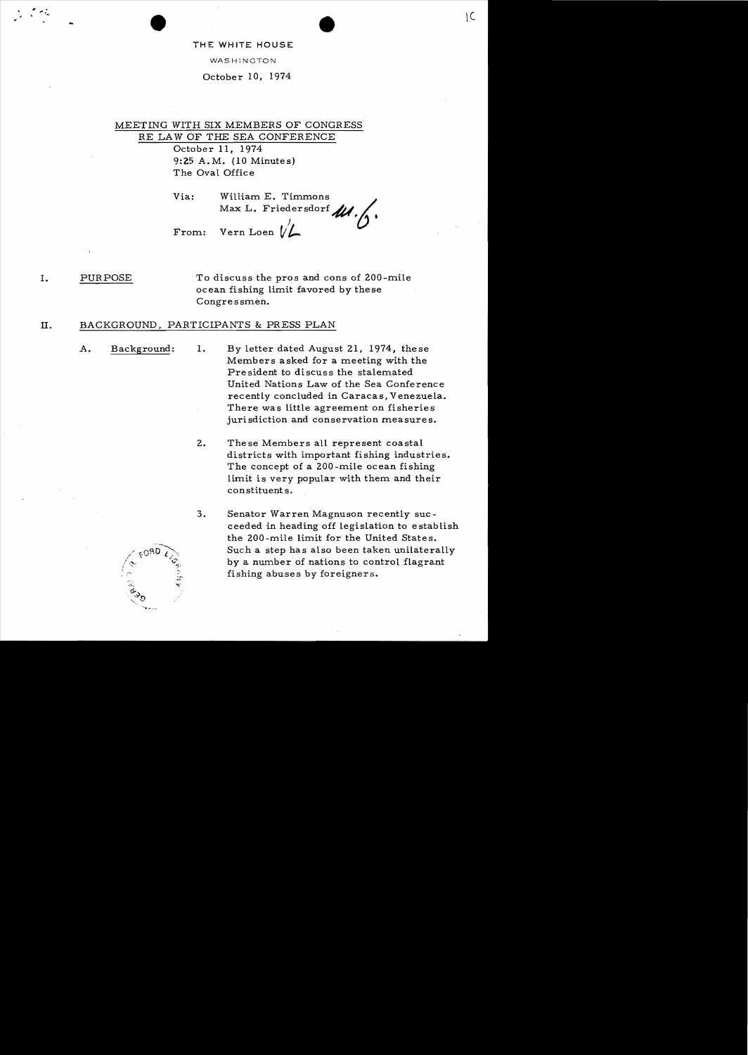THE WHITE HOUSE

WASHINGTON

October 10, 1974

MEETING WITH SIX MEMBERS OF CONGRESS
RE LAW OF THE SEA CONFERENCE

October 11, 1974
9:25 A.M. (10 Minutes)
The Oval Office

Via: William E. Timmons
Max L. Friedersdorf

From: Vern Loen

I. PURPOSE

To discuss the pros and cons of 200-mile ocean fishing limit favored by these Congressmen.

II. BACKGROUND, PARTICIPANTS & PRESS PLAN

A. Background:

1. By letter dated August 21, 1974, these Members asked for a meeting with the President to discuss the stalemated United Nations Law of the Sea Conference recently concluded in Caracas, Venezuela. There was little agreement on fisheries jurisdiction and conservation measures.

2. These Members all represent coastal districts with important fishing industries. The concept of a 200-mile ocean fishing limit is very popular with them and their constituents.

3. Senator Warren Magnuson recently succeeded in heading off legislation to establish the 200-mile limit for the United States. Such a step has also been taken unilaterally by a number of nations to control flagrant fishing abuses by foreigners.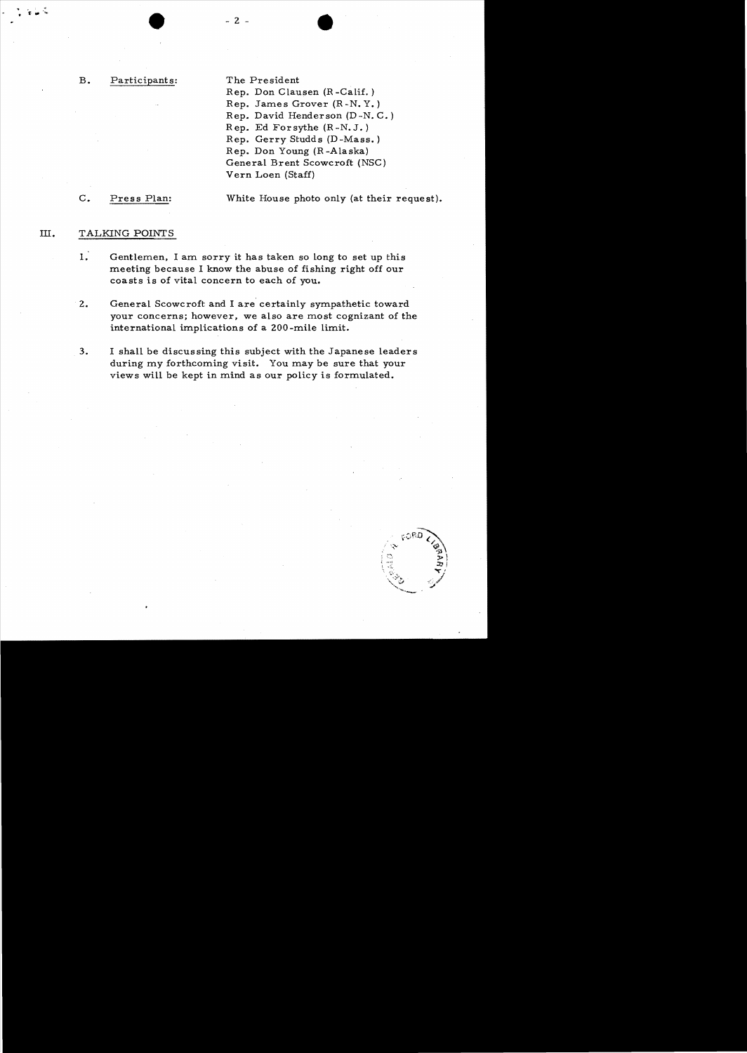B. Participants:

The President
Rep. Don Clausen (R-Calif.)
Rep. James Grover (R-N.Y.)
Rep. David Henderson (D-N.C.)
Rep. Ed Forsythe (R-N.J.)
Rep. Gerry Studds (D-Mass.)
Rep. Don Young (R-Alaska)
General Brent Scowcroft (NSC)
Vern Loen (Staff)

C. Press Plan: White House photo only (at their request).

## III. TALKING POINTS

1. Gentlemen, I am sorry it has taken so long to set up this meeting because I know the abuse of fishing right off our coasts is of vital concern to each of you.

2. General Scowcroft and I are certainly sympathetic toward your concerns; however, we also are most cognizant of the international implications of a 200-mile limit.

3. I shall be discussing this subject with the Japanese leaders during my forthcoming visit. You may be sure that your views will be kept in mind as our policy is formulated.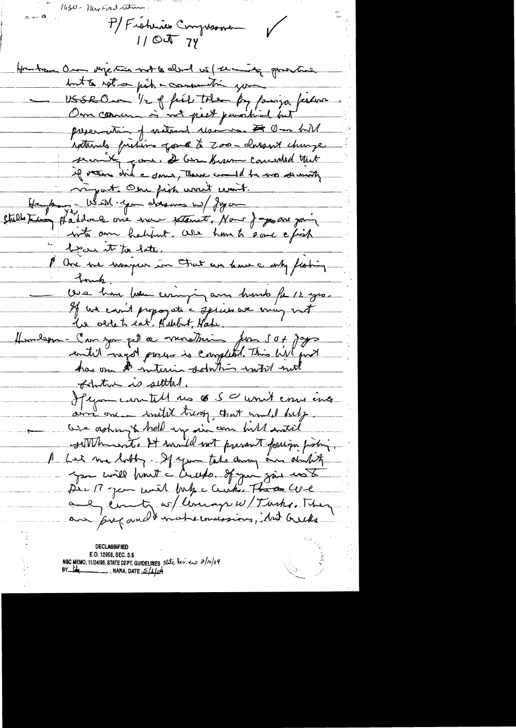1630 - Mr Ford return.

P/ Fisheries Congressmen
11 Oct 74

Hunter - Our objection not to deal w/ security question but to set a pick & cooperation your — USSR Over 1/2 of fish taken by foreign fishers. Our concern is not just parochial but preservation of natural resources. Our bill extends fishing zone to 200 - doesn't change security zone. & Gen Brown concluded that if votes did c some, there would be no security impact. Our fish won't wait.

Hayden - Yes. USSR. You discuss w/ Japan

Studds - Haddock are near extinct. Now Japan are going into our habitat. We have to save a fish before its too late.

P Are we unique in that we have a only fishing bank.

— We have been crimping our hands for 12 yrs. If we can't propagate a species we may not be able to eat. Halibut, Hake.

Hamilton - Can you get a moratorium from SU & Japs until negot process is completed. This will give us an interim solution until nut solution is settled.

If you can tell us SU won't come into an one unilat treaty, that would help.

— We ask to hold up in our bill until settlement. It would not prevent foreign fishing.

P Let me lobby. If you take away our ability you will hurt c Greeks. If you give into Dec 17 - you will help c Greeks. The We only country w/ leverage w/ Turks. They are prepared make concessions, but Greeks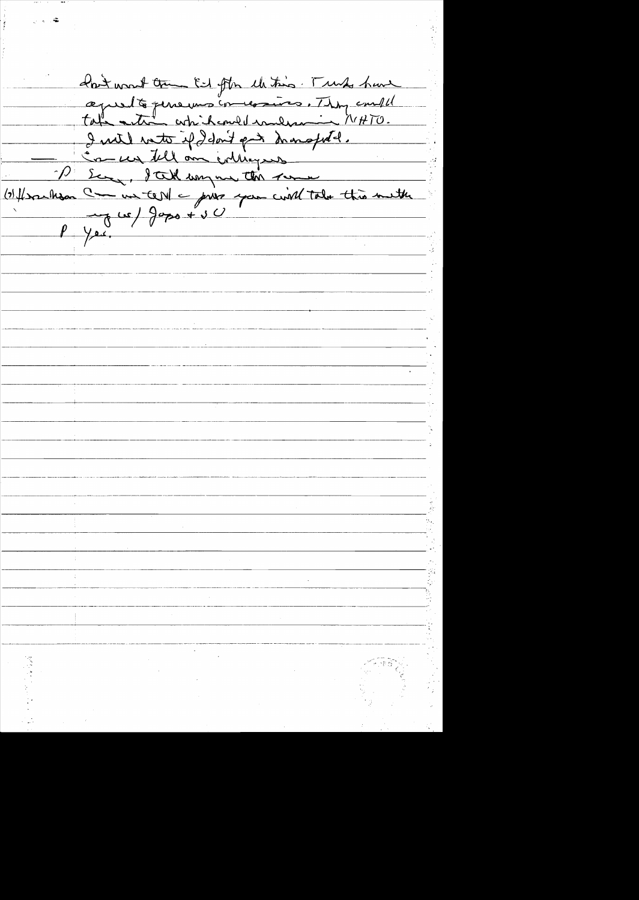Don't want them to let of the Ch. this. Turks have agreed to generous concessions. They could take action which could undermine NATO.
I will veto if I don't get Mansfield.
— Can we tell our colleagues
-P Scoop, I told everyone this same
(5) Hutchinson Can we tell — press you will take this matter up w/ Japs + SU
P Yes.